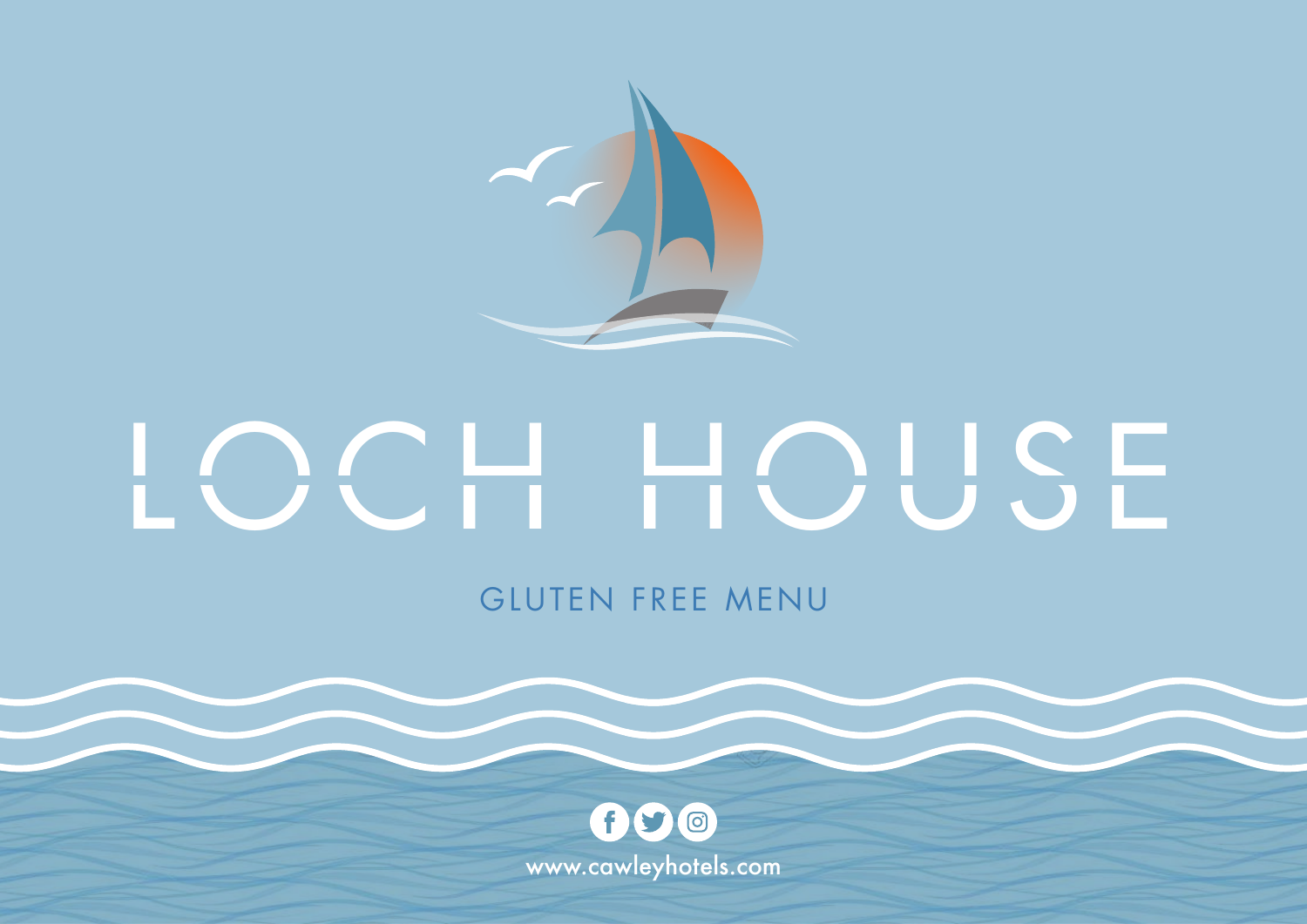# LOCH HOUSE

## GLUTEN FREE MENU

www.cawleyhotels.com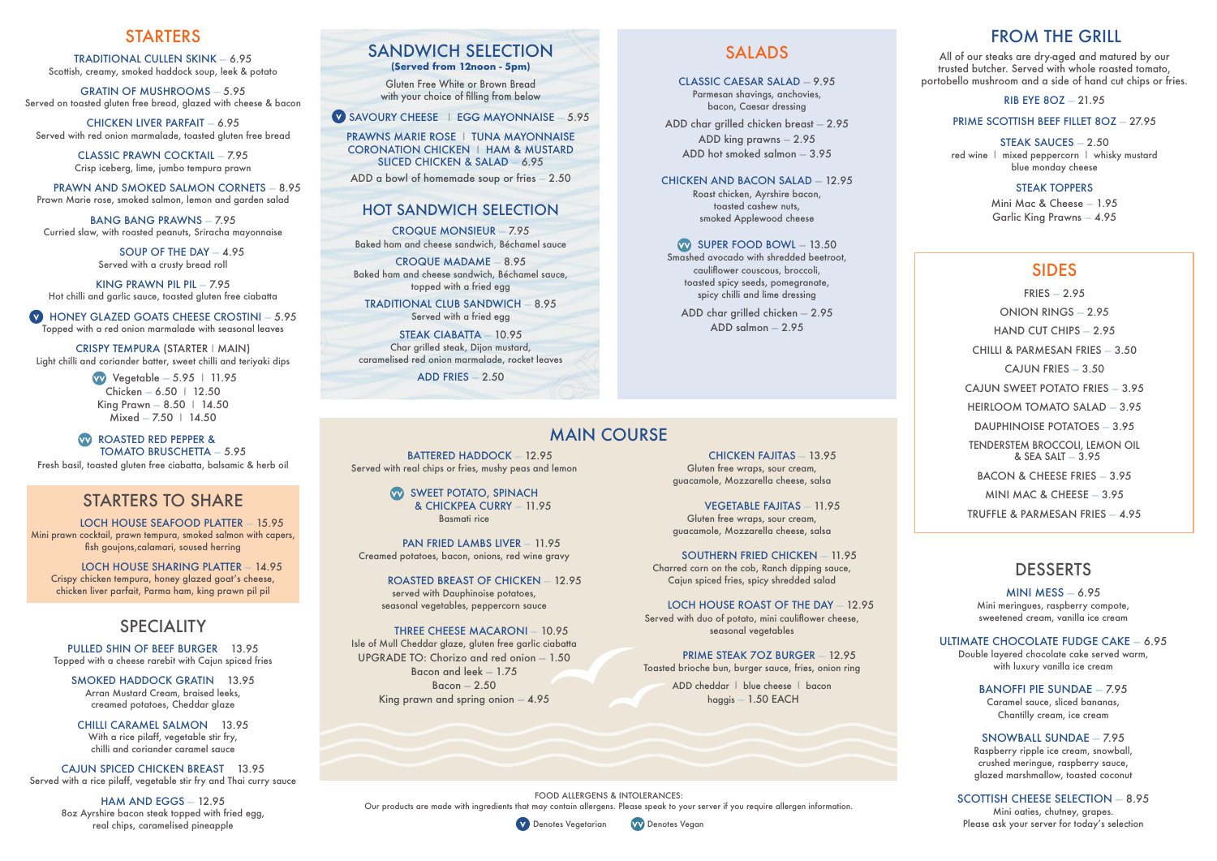## STARTERS

**TRADITIONAL CULLEN SKINK** – 6.95
Scottish, creamy, smoked haddock soup, leek & potato

**GRATIN OF MUSHROOMS** – 5.95
Served on toasted gluten free bread, glazed with cheese & bacon

**CHICKEN LIVER PARFAIT** – 6.95
Served with red onion marmalade, toasted gluten free bread

**CLASSIC PRAWN COCKTAIL** – 7.95
Crisp iceberg, lime, jumbo tempura prawn

**PRAWN AND SMOKED SALMON CORNETS** – 8.95
Prawn Marie rose, smoked salmon, lemon and garden salad

**BANG BANG PRAWNS** – 7.95
Curried slaw, with roasted peanuts, Sriracha mayonnaise

**SOUP OF THE DAY** – 4.95
Served with a crusty bread roll

**KING PRAWN PIL PIL** – 7.95
Hot chilli and garlic sauce, toasted gluten free ciabatta

(V) **HONEY GLAZED GOATS CHEESE CROSTINI** – 5.95
Topped with a red onion marmalade with seasonal leaves

**CRISPY TEMPURA** (STARTER | MAIN)
Light chilli and coriander batter, sweet chilli and teriyaki dips

(VV) Vegetable – 5.95 | 11.95
Chicken – 6.50 | 12.50
King Prawn – 8.50 | 14.50
Mixed – 7.50 | 14.50

(VV) **ROASTED RED PEPPER & TOMATO BRUSCHETTA** – 5.95
Fresh basil, toasted gluten free ciabatta, balsamic & herb oil

## STARTERS TO SHARE

**LOCH HOUSE SEAFOOD PLATTER** – 15.95
Mini prawn cocktail, prawn tempura, smoked salmon with capers, fish goujons,calamari, soused herring

**LOCH HOUSE SHARING PLATTER** – 14.95
Crispy chicken tempura, honey glazed goat's cheese, chicken liver parfait, Parma ham, king prawn pil pil

## SPECIALITY

**PULLED SHIN OF BEEF BURGER** 13.95
Topped with a cheese rarebit with Cajun spiced fries

**SMOKED HADDOCK GRATIN** 13.95
Arran Mustard Cream, braised leeks, creamed potatoes, Cheddar glaze

**CHILLI CARAMEL SALMON** 13.95
With a rice pilaff, vegetable stir fry, chilli and coriander caramel sauce

**CAJUN SPICED CHICKEN BREAST** 13.95
Served with a rice pilaff, vegetable stir fry and Thai curry sauce

**HAM AND EGGS** – 12.95
8oz Ayrshire bacon steak topped with fried egg, real chips, caramelised pineapple

## SANDWICH SELECTION

**(Served from 12noon - 5pm)**

Gluten Free White or Brown Bread with your choice of filling from below

(V) **SAVOURY CHEESE** | **EGG MAYONNAISE** – 5.95

**PRAWNS MARIE ROSE** | **TUNA MAYONNAISE**
**CORONATION CHICKEN** | **HAM & MUSTARD**
**SLICED CHICKEN & SALAD** – 6.95

ADD a bowl of homemade soup or fries – 2.50

## HOT SANDWICH SELECTION

**CROQUE MONSIEUR** – 7.95
Baked ham and cheese sandwich, Béchamel sauce

**CROQUE MADAME** – 8.95
Baked ham and cheese sandwich, Béchamel sauce, topped with a fried egg

**TRADITIONAL CLUB SANDWICH** – 8.95
Served with a fried egg

**STEAK CIABATTA** – 10.95
Char grilled steak, Dijon mustard, caramelised red onion marmalade, rocket leaves

**ADD FRIES** – 2.50

## SALADS

**CLASSIC CAESAR SALAD** – 9.95
Parmesan shavings, anchovies, bacon, Caesar dressing

ADD char grilled chicken breast – 2.95
ADD king prawns – 2.95
ADD hot smoked salmon – 3.95

**CHICKEN AND BACON SALAD** – 12.95
Roast chicken, Ayrshire bacon, toasted cashew nuts, smoked Applewood cheese

(VV) **SUPER FOOD BOWL** – 13.50
Smashed avocado with shredded beetroot, cauliflower couscous, broccoli, toasted spicy seeds, pomegranate, spicy chilli and lime dressing

ADD char grilled chicken – 2.95
ADD salmon – 2.95

## MAIN COURSE

**BATTERED HADDOCK** – 12.95
Served with real chips or fries, mushy peas and lemon

(VV) **SWEET POTATO, SPINACH & CHICKPEA CURRY** – 11.95
Basmati rice

**PAN FRIED LAMBS LIVER** – 11.95
Creamed potatoes, bacon, onions, red wine gravy

**ROASTED BREAST OF CHICKEN** – 12.95
served with Dauphinoise potatoes, seasonal vegetables, peppercorn sauce

**THREE CHEESE MACARONI** – 10.95
Isle of Mull Cheddar glaze, gluten free garlic ciabatta
UPGRADE TO: Chorizo and red onion – 1.50
Bacon and leek – 1.75
Bacon – 2.50
King prawn and spring onion – 4.95

**CHICKEN FAJITAS** – 13.95
Gluten free wraps, sour cream, guacamole, Mozzarella cheese, salsa

**VEGETABLE FAJITAS** – 11.95
Gluten free wraps, sour cream, guacamole, Mozzarella cheese, salsa

**SOUTHERN FRIED CHICKEN** – 11.95
Charred corn on the cob, Ranch dipping sauce, Cajun spiced fries, spicy shredded salad

**LOCH HOUSE ROAST OF THE DAY** – 12.95
Served with duo of potato, mini cauliflower cheese, seasonal vegetables

**PRIME STEAK 7OZ BURGER** – 12.95
Toasted brioche bun, burger sauce, fries, onion ring

ADD cheddar | blue cheese | bacon
haggis – 1.50 EACH

## FROM THE GRILL

All of our steaks are dry-aged and matured by our trusted butcher. Served with whole roasted tomato, portobello mushroom and a side of hand cut chips or fries.

**RIB EYE 8OZ** – 21.95

**PRIME SCOTTISH BEEF FILLET 8OZ** – 27.95

**STEAK SAUCES** – 2.50
red wine | mixed peppercorn | whisky mustard
blue monday cheese

**STEAK TOPPERS**
Mini Mac & Cheese – 1.95
Garlic King Prawns – 4.95

## SIDES

FRIES – 2.95
ONION RINGS – 2.95
HAND CUT CHIPS – 2.95
CHILLI & PARMESAN FRIES – 3.50
CAJUN FRIES – 3.50
CAJUN SWEET POTATO FRIES – 3.95
HEIRLOOM TOMATO SALAD – 3.95
DAUPHINOISE POTATOES – 3.95
TENDERSTEM BROCCOLI, LEMON OIL & SEA SALT – 3.95
BACON & CHEESE FRIES – 3.95
MINI MAC & CHEESE – 3.95
TRUFFLE & PARMESAN FRIES – 4.95

## DESSERTS

**MINI MESS** – 6.95
Mini meringues, raspberry compote, sweetened cream, vanilla ice cream

**ULTIMATE CHOCOLATE FUDGE CAKE** – 6.95
Double layered chocolate cake served warm, with luxury vanilla ice cream

**BANOFFI PIE SUNDAE** – 7.95
Caramel sauce, sliced bananas, Chantilly cream, ice cream

**SNOWBALL SUNDAE** – 7.95
Raspberry ripple ice cream, snowball, crushed meringue, raspberry sauce, glazed marshmallow, toasted coconut

**SCOTTISH CHEESE SELECTION** – 8.95
Mini oaties, chutney, grapes.
Please ask your server for today's selection

FOOD ALLERGENS & INTOLERANCES:
Our products are made with ingredients that may contain allergens. Please speak to your server if you require allergen information.

(V) Denotes Vegetarian (VV) Denotes Vegan